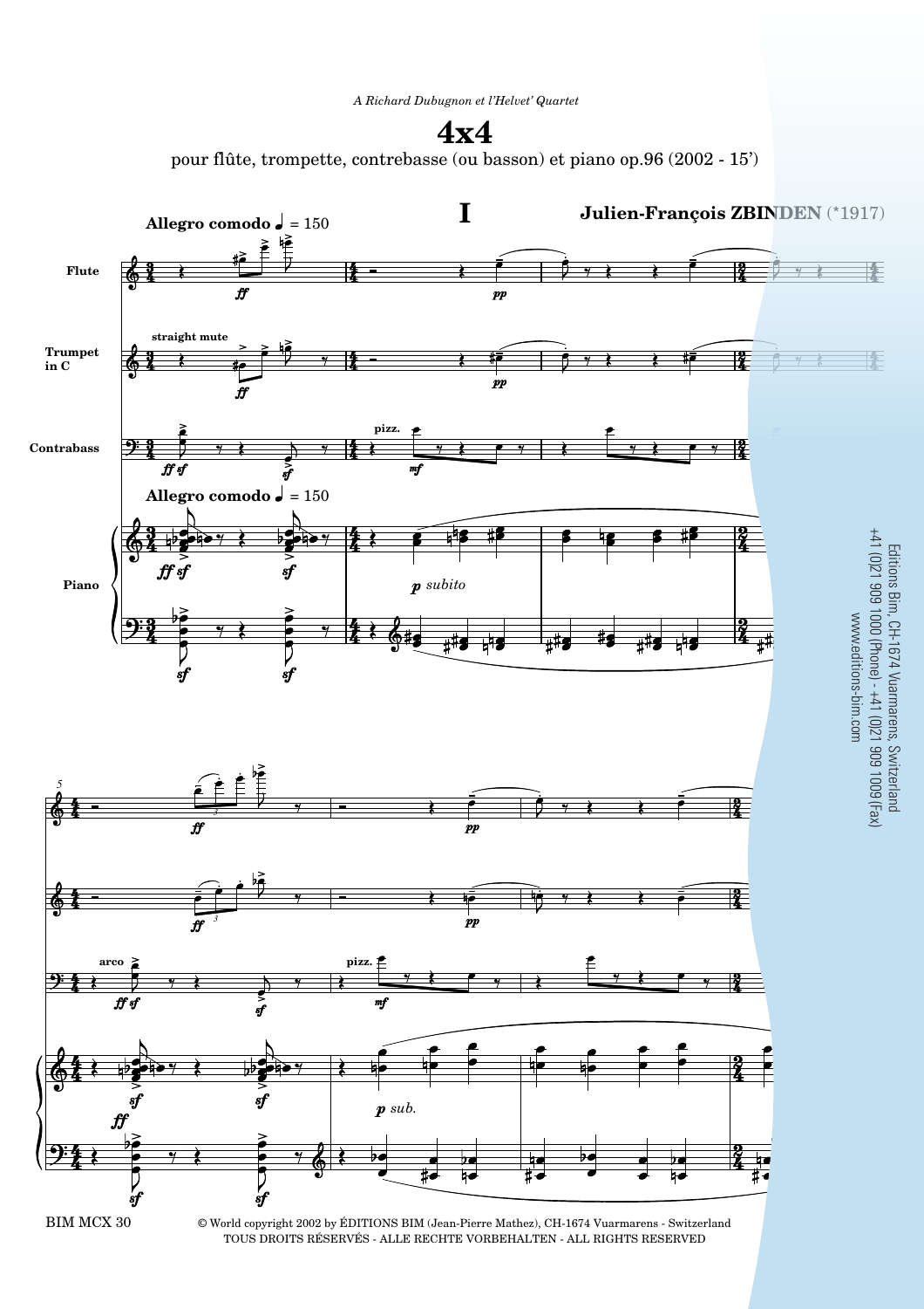*A Richard Dubugnon et l'Helvet' Quartet*

# 4x4

pour flûte, trompette, contrebasse (ou basson) et piano op.96 (2002 - 15')

## I

**Julien-François ZBINDEN** (*1917)

**Allegro comodo** ♩ = 150

Editions Bim, CH-1674 Vuarmarens, Switzerland
+41 (0)21 909 1000 (Phone) - +41 (0)21 909 1009 (Fax)
www.editions-bim.com

BIM MCX 30

© World copyright 2002 by ÉDITIONS BIM (Jean-Pierre Mathez), CH-1674 Vuarmarens - Switzerland
TOUS DROITS RÉSERVÉS - ALLE RECHTE VORBEHALTEN - ALL RIGHTS RESERVED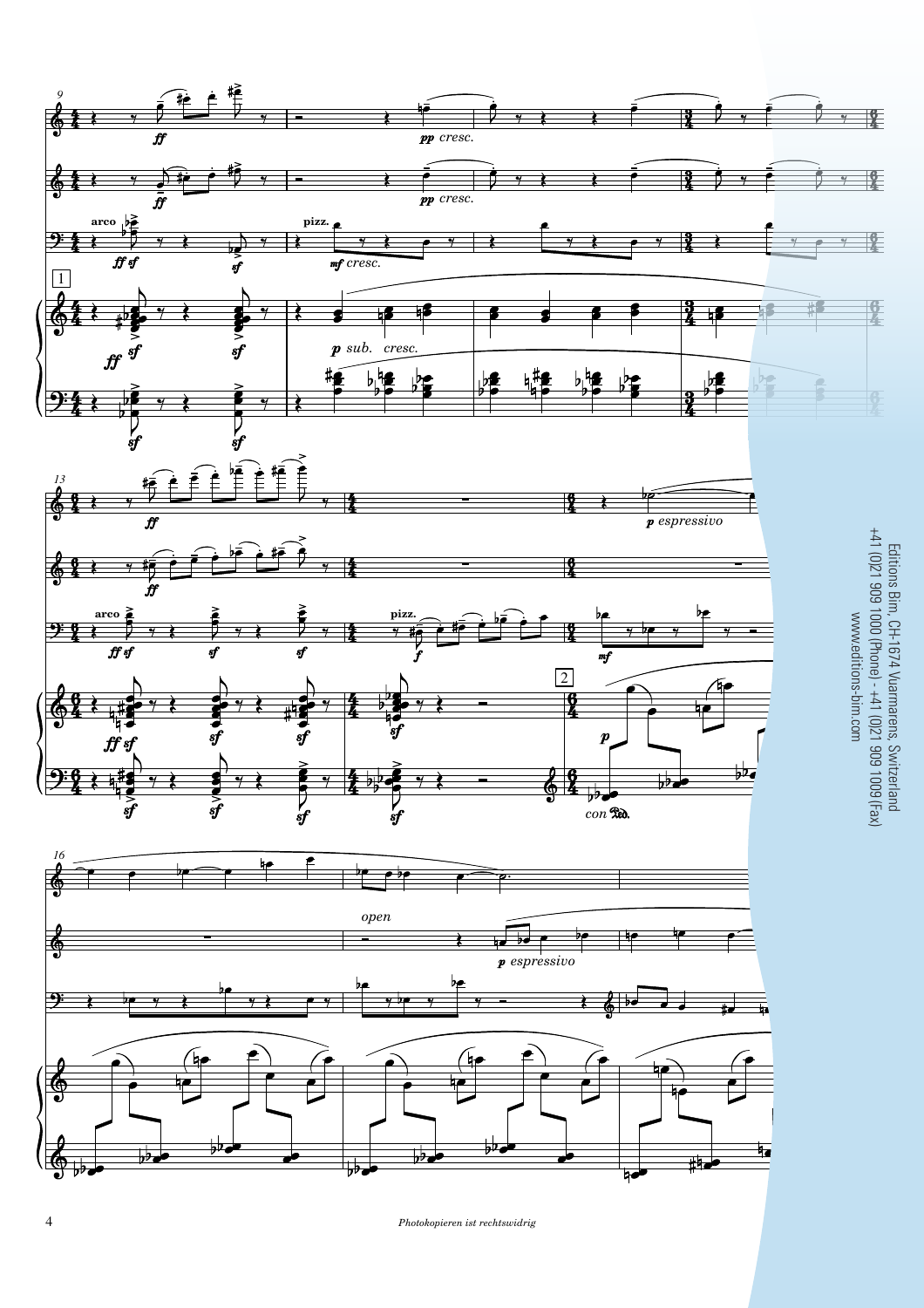Editions Bim, CH-1674 Vuarmarens, Switzerland
+41 (0)21 909 1000 (Phone) - +41 (0)21 909 1009 (Fax)
www.editions-bim.com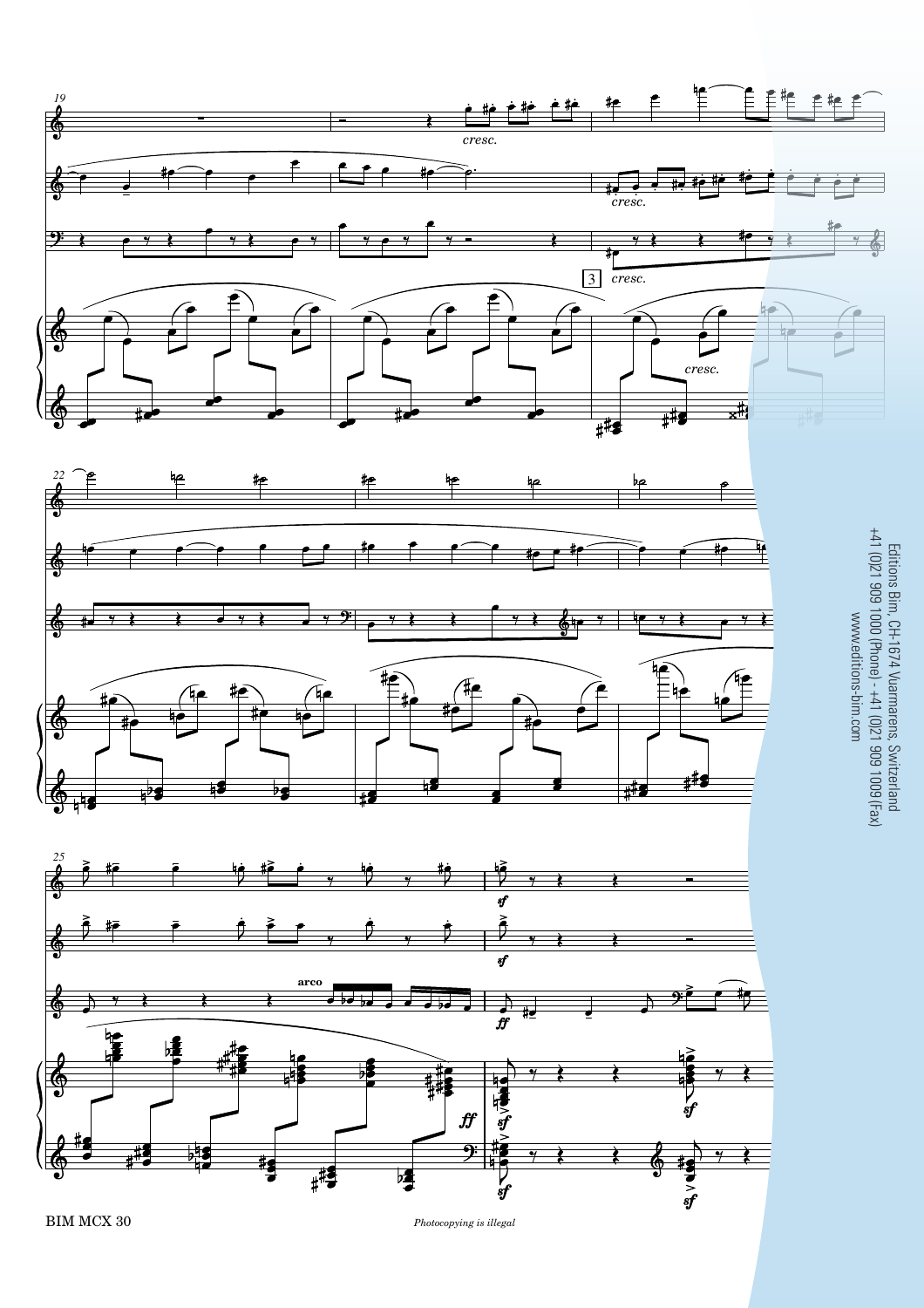Editions Bim, CH-1674 Vuarmarens, Switzerland
+41 (0)21 909 1000 (Phone) - +41 (0)21 909 1009 (Fax)
www.editions-bim.com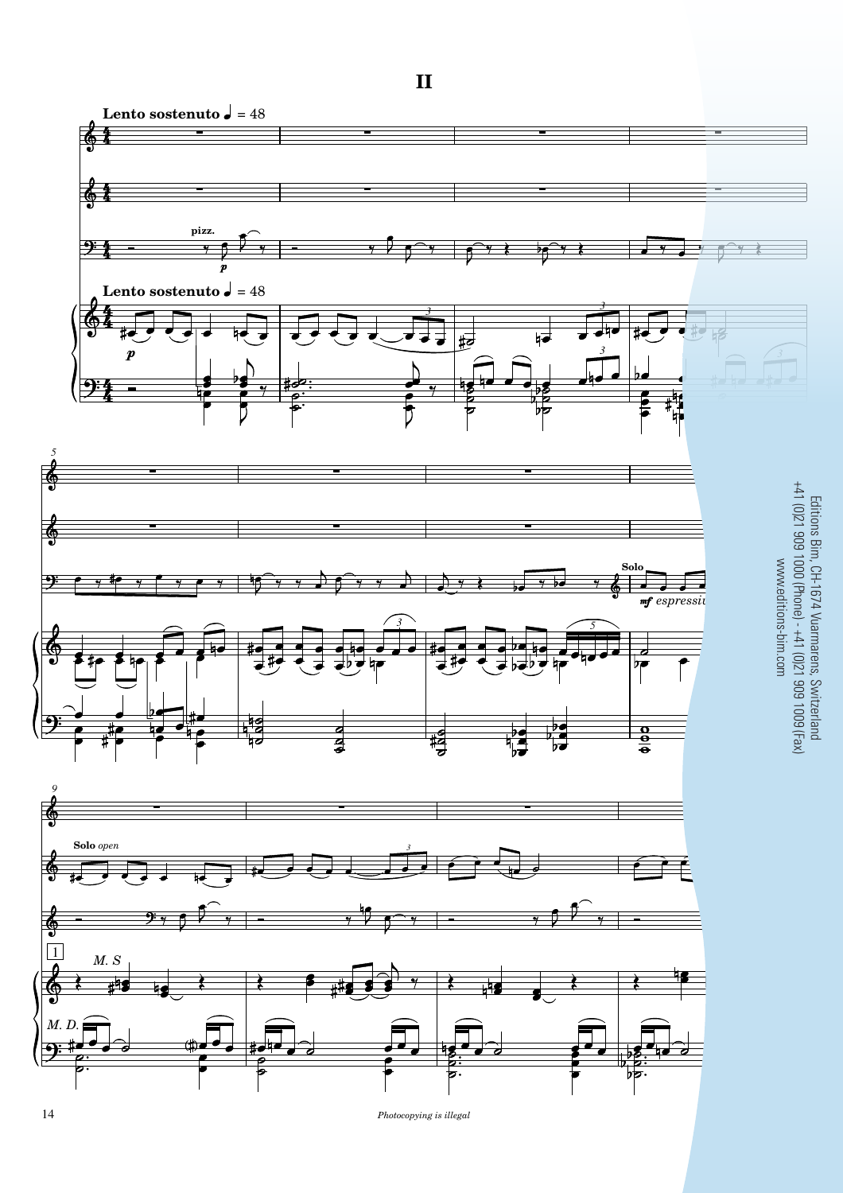# II

**Lento sostenuto** ♩ = 48

pizz.

*p*

**Lento sostenuto** ♩ = 48

*p*

Solo

*mf espressiv*

Solo *open*

1

*M. S*

*M. D.*

Editions Bim, CH-1674 Vuarmarens, Switzerland
+41 (0)21 909 1000 (Phone) - +41 (0)21 909 1009 (Fax)
www.editions-bim.com

*Photocopying is illegal*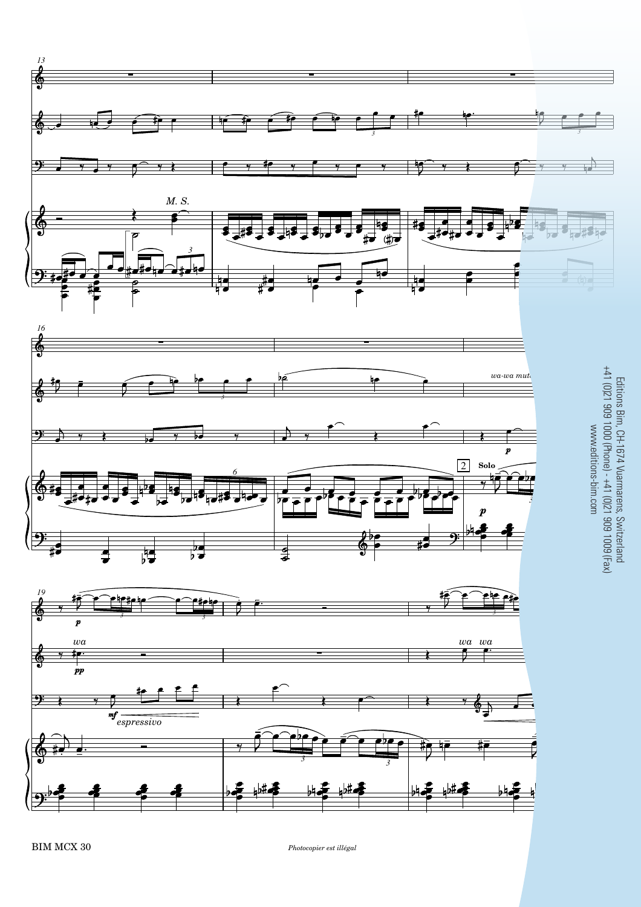13

*M. S.*

16

*wa-wa mute*

2 **Solo**

19

*wa*

*espressivo*

*wa wa*

Editions Bim, CH-1674 Vuarmarens, Switzerland
+41 (0)21 909 1000 (Phone) - +41 (0)21 909 1009 (Fax)
www.editions-bim.com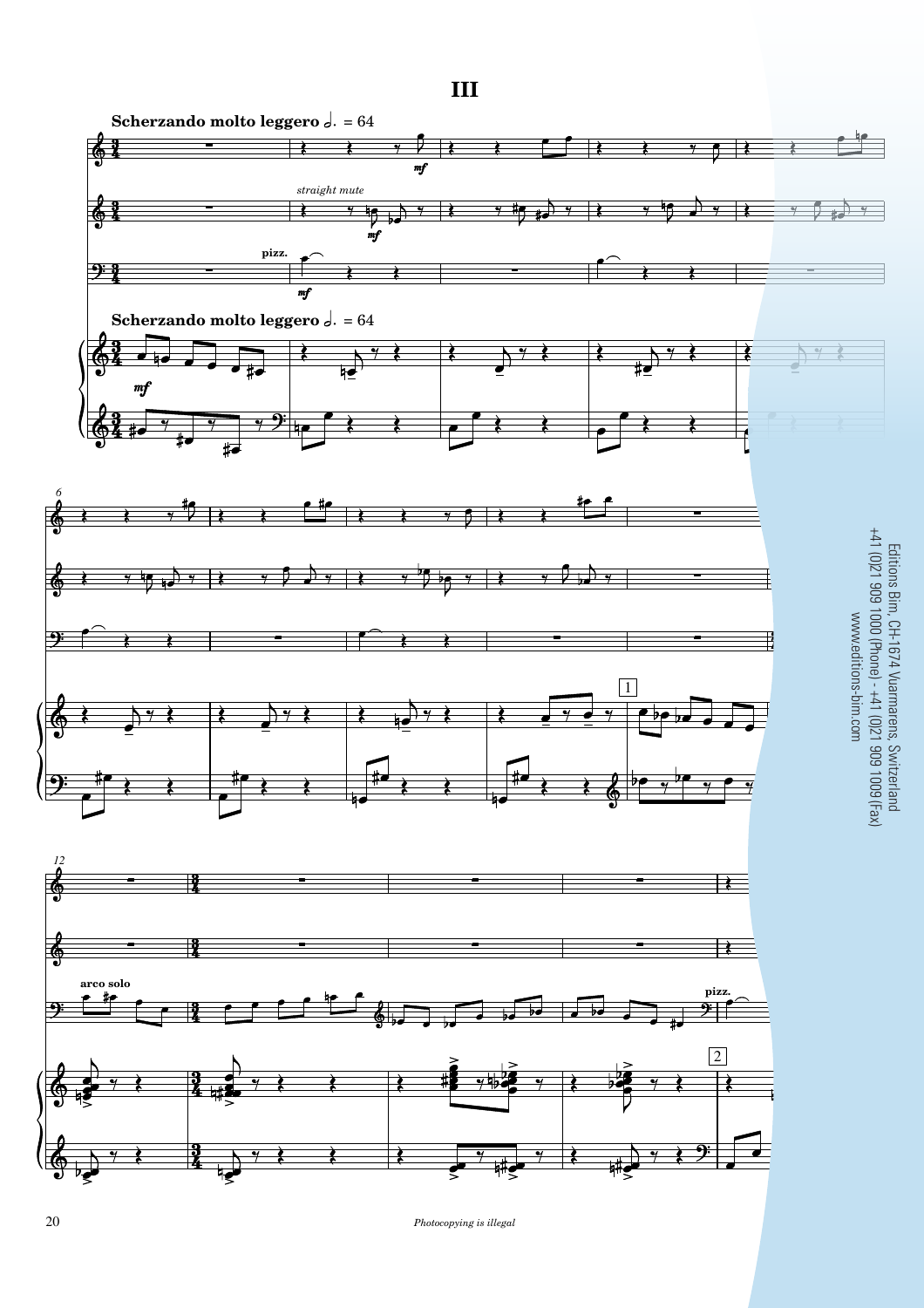# III

**Scherzando molto leggero** 𝅗𝅥. = 64

*straight mute*

**pizz.**

*mf*

**arco solo**

Editions Bim, CH-1674 Vuarmarens, Switzerland
+41 (0)21 909 1000 (Phone) - +41 (0)21 909 1009 (Fax)
www.editions-bim.com

*Photocopying is illegal*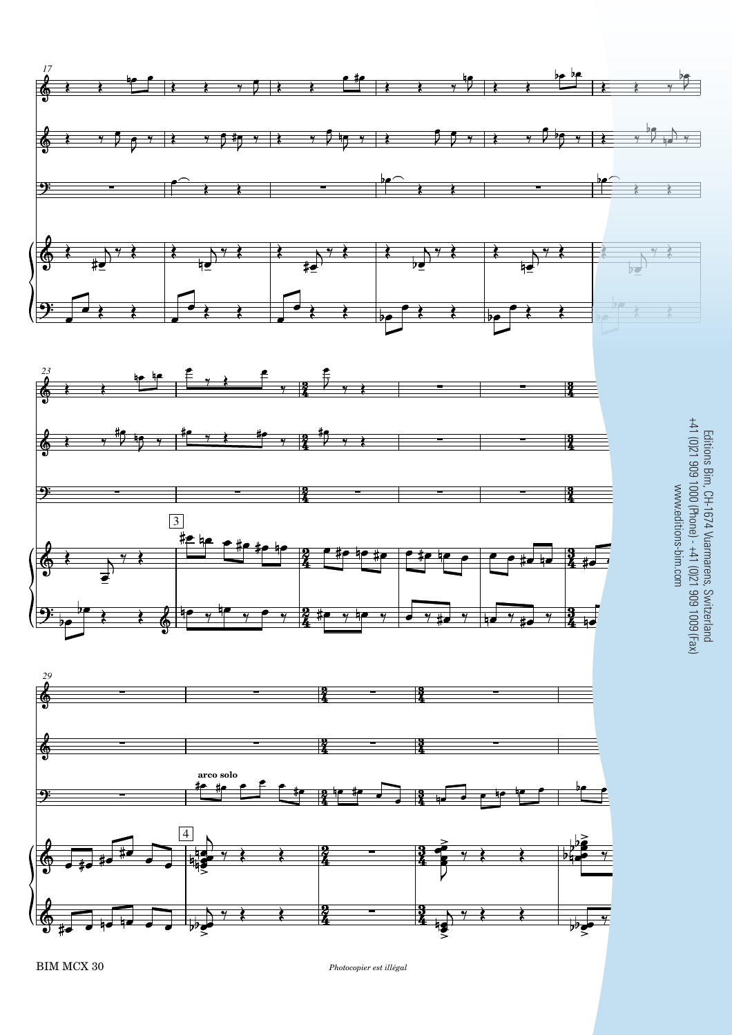Editions Bim, CH-1674 Vuarmarens, Switzerland
+41 (0)21 909 1000 (Phone) - +41 (0)21 909 1009 (Fax)
www.editions-bim.com

arco solo

BIM MCX 30

*Photocopier est illégal*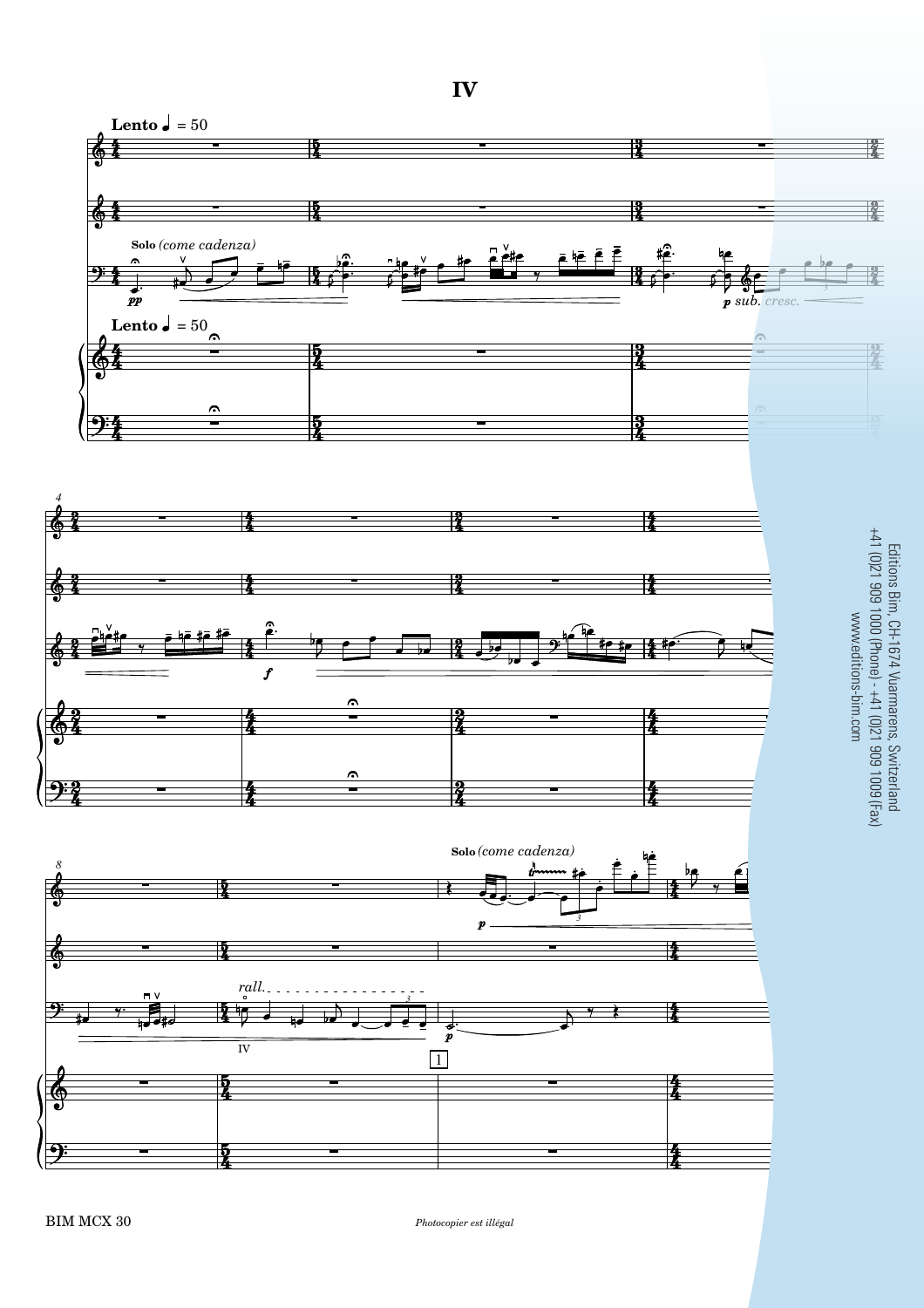# IV

**Lento** ♩ = 50

**Solo** *(come cadenza)*

*pp*

*p sub. cresc.*

**Lento** ♩ = 50

*f*

*rall.*

IV

*p*

1

**Solo** *(come cadenza)*

*p*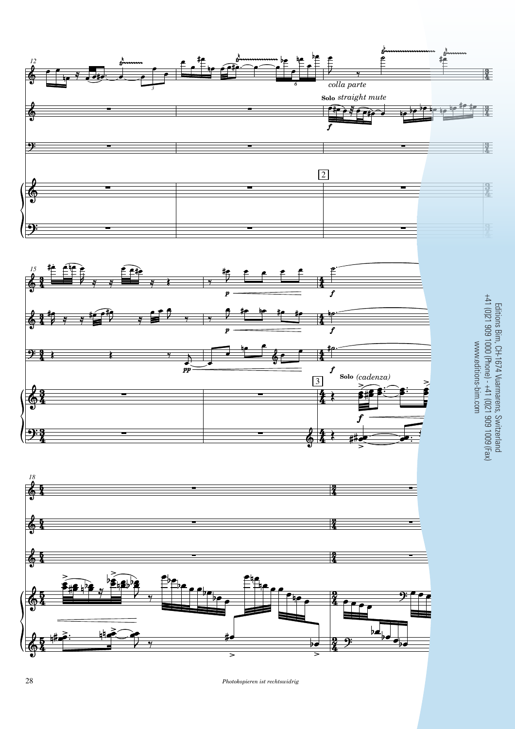*colla parte*

**Solo** *straight mute*

**Solo** *(cadenza)*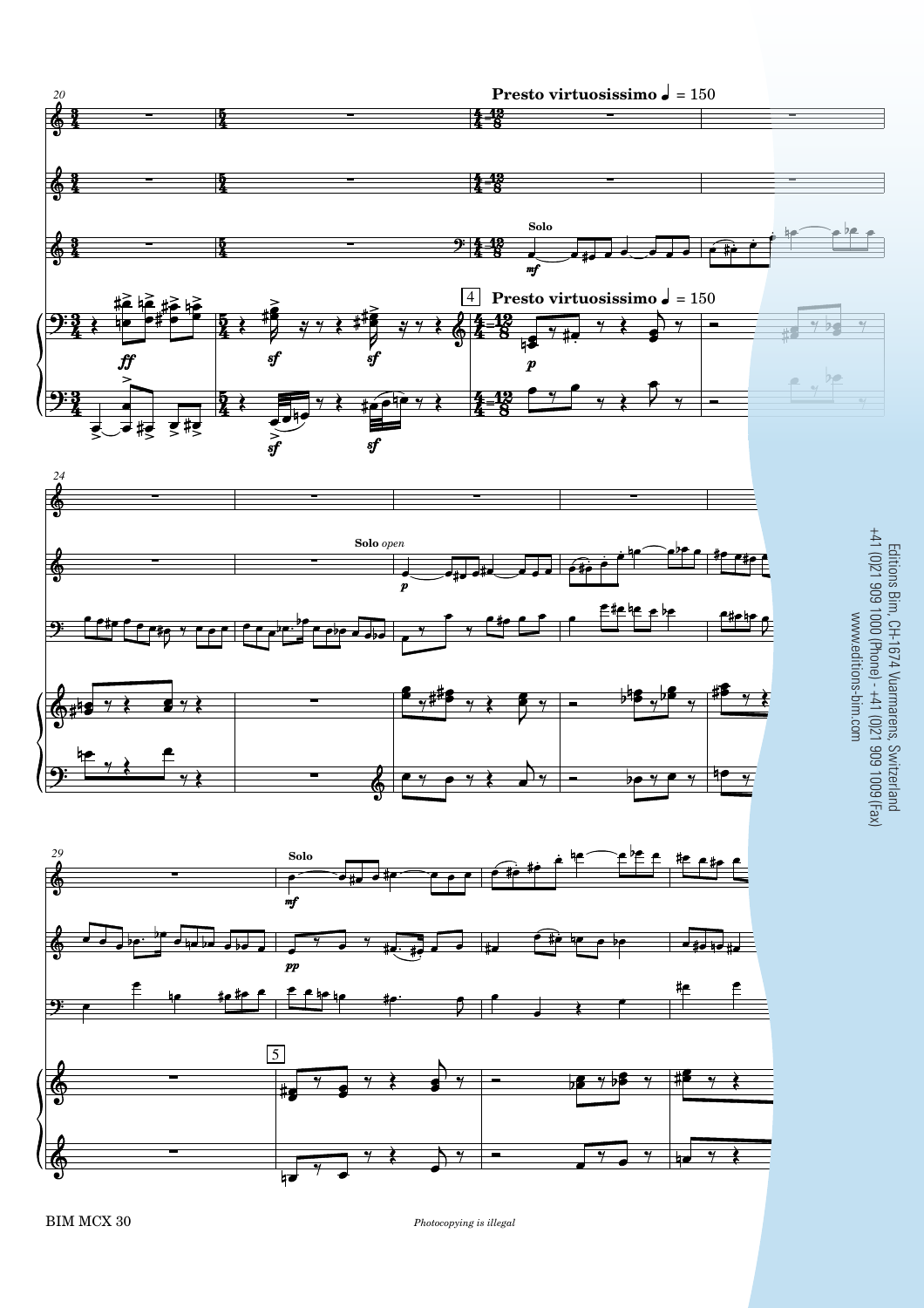**Presto virtuosissimo** ♩ = 150

Solo

4 **Presto virtuosissimo** ♩ = 150

Solo *open*

Solo

5

Editions Bim, CH-1674 Vuarmarens, Switzerland
+41 (0)21 909 1000 (Phone) - +41 (0)21 909 1009 (Fax)
www.editions-bim.com

BIM MCX 30

*Photocopying is illegal*